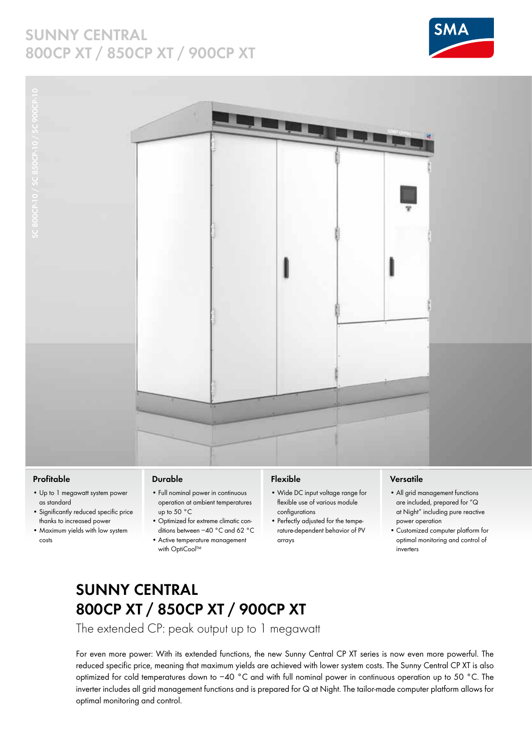# SUNNY CENTRAL 800CP XT / 850CP XT / 900CP XT

SC 800CP-10 / SC 850CP-10 / SC 900CP-10

### Profitable

- Up to 1 megawatt system power as standard
- Significantly reduced specific price thanks to increased power
- Maximum yields with low system costs

### Durable

- Full nominal power in continuous operation at ambient temperatures up to 50 °C
- Optimized for extreme climatic conditions between −40 °C and 62 °C
- Active temperature management with OptiCool™

### Flexible

- Wide DC input voltage range for flexible use of various module configurations
- Perfectly adjusted for the temperature-dependent behavior of PV arrays

### Versatile

- All grid management functions are included, prepared for "Q at Night" including pure reactive power operation
- Customized computer platform for optimal monitoring and control of inverters

## SUNNY CENTRAL 800CP XT / 850CP XT / 900CP XT

The extended CP: peak output up to 1 megawatt

For even more power: With its extended functions, the new Sunny Central CP XT series is now even more powerful. The reduced specific price, meaning that maximum yields are achieved with lower system costs. The Sunny Central CP XT is also optimized for cold temperatures down to −40 °C and with full nominal power in continuous operation up to 50 °C. The inverter includes all grid management functions and is prepared for Q at Night. The tailor-made computer platform allows for optimal monitoring and control.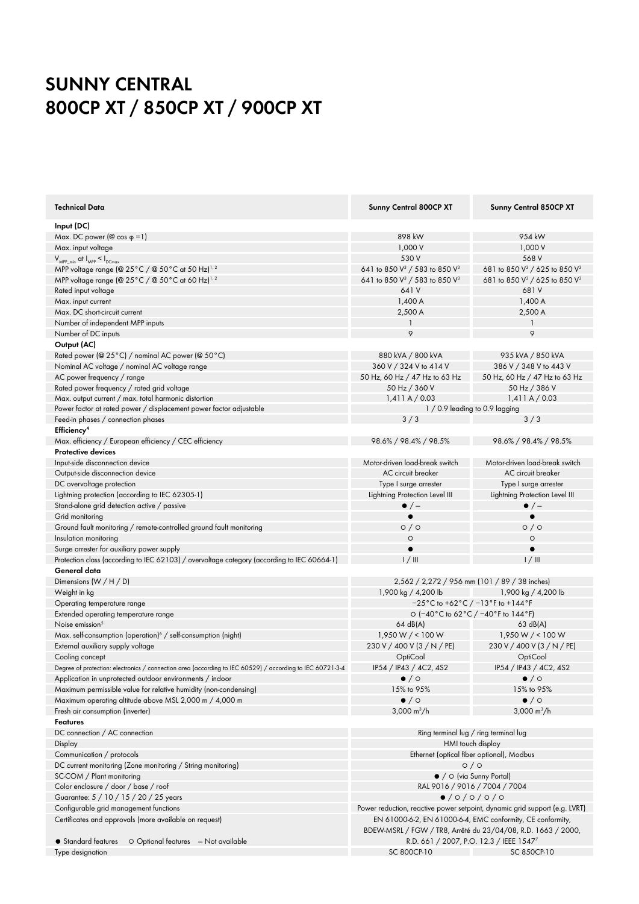# SUNNY CENTRAL 800CP XT / 850CP XT / 900CP XT

| Technical Data | Sunny Central 800CP XT | Sunny Central 850CP XT |
|---|---|---|
| **Input (DC)** | | |
| Max. DC power (@ cos φ =1) | 898 kW | 954 kW |
| Max. input voltage | 1,000 V | 1,000 V |
| $V_{MPP\_min}$ at $I_{MPP} < I_{DCmax}$ | 530 V | 568 V |
| MPP voltage range (@ 25°C / @ 50°C at 50 Hz)[1, 2] | 641 to 850 V[3] / 583 to 850 V[3] | 681 to 850 V[3] / 625 to 850 V[3] |
| MPP voltage range (@ 25°C / @ 50°C at 60 Hz)[1, 2] | 641 to 850 V[3] / 583 to 850 V[3] | 681 to 850 V[3] / 625 to 850 V[3] |
| Rated input voltage | 641 V | 681 V |
| Max. input current | 1,400 A | 1,400 A |
| Max. DC short-circuit current | 2,500 A | 2,500 A |
| Number of independent MPP inputs | 1 | 1 |
| Number of DC inputs | 9 | 9 |
| **Output (AC)** | | |
| Rated power (@ 25°C) / nominal AC power (@ 50°C) | 880 kVA / 800 kVA | 935 kVA / 850 kVA |
| Nominal AC voltage / nominal AC voltage range | 360 V / 324 V to 414 V | 386 V / 348 V to 443 V |
| AC power frequency / range | 50 Hz, 60 Hz / 47 Hz to 63 Hz | 50 Hz, 60 Hz / 47 Hz to 63 Hz |
| Rated power frequency / rated grid voltage | 50 Hz / 360 V | 50 Hz / 386 V |
| Max. output current / max. total harmonic distortion | 1,411 A / 0.03 | 1,411 A / 0.03 |
| Power factor at rated power / displacement power factor adjustable | 1 / 0.9 leading to 0.9 lagging | 1 / 0.9 leading to 0.9 lagging |
| Feed-in phases / connection phases | 3 / 3 | 3 / 3 |
| **Efficiency[4]** | | |
| Max. efficiency / European efficiency / CEC efficiency | 98.6% / 98.4% / 98.5% | 98.6% / 98.4% / 98.5% |
| **Protective devices** | | |
| Input-side disconnection device | Motor-driven load-break switch | Motor-driven load-break switch |
| Output-side disconnection device | AC circuit breaker | AC circuit breaker |
| DC overvoltage protection | Type I surge arrester | Type I surge arrester |
| Lightning protection (according to IEC 62305-1) | Lightning Protection Level III | Lightning Protection Level III |
| Stand-alone grid detection active / passive | ● / – | ● / – |
| Grid monitoring | ● | ● |
| Ground fault monitoring / remote-controlled ground fault monitoring | ○ / ○ | ○ / ○ |
| Insulation monitoring | ○ | ○ |
| Surge arrester for auxiliary power supply | ● | ● |
| Protection class (according to IEC 62103) / overvoltage category (according to IEC 60664-1) | I / III | I / III |
| **General data** | | |
| Dimensions (W / H / D) | 2,562 / 2,272 / 956 mm (101 / 89 / 38 inches) | 2,562 / 2,272 / 956 mm (101 / 89 / 38 inches) |
| Weight in kg | 1,900 kg / 4,200 lb | 1,900 kg / 4,200 lb |
| Operating temperature range | −25°C to +62°C / −13°F to +144°F | −25°C to +62°C / −13°F to +144°F |
| Extended operating temperature range | ○ (−40°C to 62°C / −40°F to 144°F) | ○ (−40°C to 62°C / −40°F to 144°F) |
| Noise emission[5] | 64 dB(A) | 63 dB(A) |
| Max. self-consumption (operation)[6] / self-consumption (night) | 1,950 W / < 100 W | 1,950 W / < 100 W |
| External auxiliary supply voltage | 230 V / 400 V (3 / N / PE) | 230 V / 400 V (3 / N / PE) |
| Cooling concept | OptiCool | OptiCool |
| Degree of protection: electronics / connection area (according to IEC 60529) / according to IEC 60721-3-4 | IP54 / IP43 / 4C2, 4S2 | IP54 / IP43 / 4C2, 4S2 |
| Application in unprotected outdoor environments / indoor | ● / ○ | ● / ○ |
| Maximum permissible value for relative humidity (non-condensing) | 15% to 95% | 15% to 95% |
| Maximum operating altitude above MSL 2,000 m / 4,000 m | ● / ○ | ● / ○ |
| Fresh air consumption (inverter) | 3,000 m³/h | 3,000 m³/h |
| **Features** | | |
| DC connection / AC connection | Ring terminal lug / ring terminal lug | Ring terminal lug / ring terminal lug |
| Display | HMI touch display | HMI touch display |
| Communication / protocols | Ethernet (optical fiber optional), Modbus | Ethernet (optical fiber optional), Modbus |
| DC current monitoring (Zone monitoring / String monitoring) | ○ / ○ | ○ / ○ |
| SC-COM / Plant monitoring | ● / ○ (via Sunny Portal) | ● / ○ (via Sunny Portal) |
| Color enclosure / door / base / roof | RAL 9016 / 9016 / 7004 / 7004 | RAL 9016 / 9016 / 7004 / 7004 |
| Guarantee: 5 / 10 / 15 / 20 / 25 years | ● / ○ / ○ / ○ / ○ | ● / ○ / ○ / ○ / ○ |
| Configurable grid management functions | Power reduction, reactive power setpoint, dynamic grid support (e.g. LVRT) | Power reduction, reactive power setpoint, dynamic grid support (e.g. LVRT) |
| Certificates and approvals (more available on request) | EN 61000-6-2, EN 61000-6-4, EMC conformity, CE conformity, BDEW-MSRL / FGW / TR8, Arrêté du 23/04/08, R.D. 1663 / 2000, R.D. 661 / 2007, P.O. 12.3 / IEEE 1547[7] | EN 61000-6-2, EN 61000-6-4, EMC conformity, CE conformity, BDEW-MSRL / FGW / TR8, Arrêté du 23/04/08, R.D. 1663 / 2000, R.D. 661 / 2007, P.O. 12.3 / IEEE 1547[7] |
| Type designation | SC 800CP-10 | SC 850CP-10 |

● Standard features ○ Optional features – Not available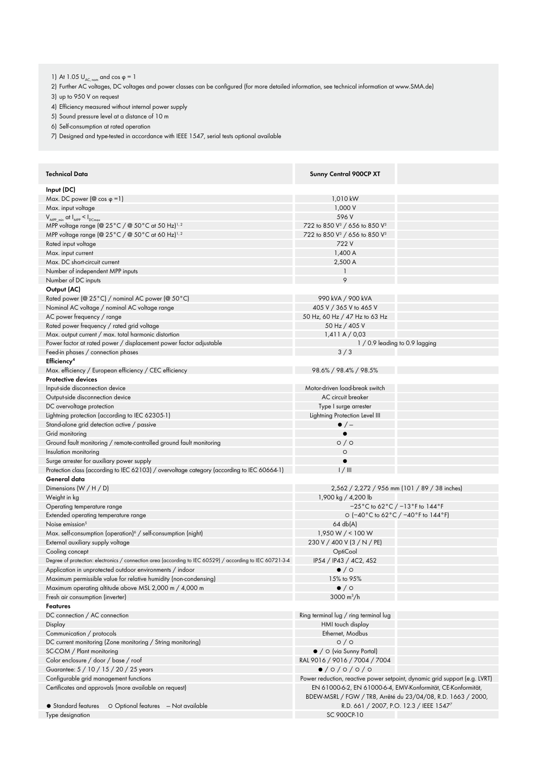1) At 1.05 $U_{AC, nom}$ and cos φ = 1

2) Further AC voltages, DC voltages and power classes can be configured (for more detailed information, see technical information at www.SMA.de)

3) up to 950 V on request

4) Efficiency measured without internal power supply

5) Sound pressure level at a distance of 10 m

6) Self-consumption at rated operation

7) Designed and type-tested in accordance with IEEE 1547, serial tests optional available

| Technical Data | Sunny Central 900CP XT |
|---|---|
| **Input (DC)** | |
| Max. DC power (@ cos φ =1) | 1,010 kW |
| Max. input voltage | 1,000 V |
| $V_{MPP\_min}$ at $I_{MPP} < I_{DCmax}$ | 596 V |
| MPP voltage range (@ 25°C / @ 50°C at 50 Hz)[1, 2] | 722 to 850 V[3] / 656 to 850 V[3] |
| MPP voltage range (@ 25°C / @ 50°C at 60 Hz)[1, 2] | 722 to 850 V[3] / 656 to 850 V[3] |
| Rated input voltage | 722 V |
| Max. input current | 1,400 A |
| Max. DC short-circuit current | 2,500 A |
| Number of independent MPP inputs | 1 |
| Number of DC inputs | 9 |
| **Output (AC)** | |
| Rated power (@ 25°C) / nominal AC power (@ 50°C) | 990 kVA / 900 kVA |
| Nominal AC voltage / nominal AC voltage range | 405 V / 365 V to 465 V |
| AC power frequency / range | 50 Hz, 60 Hz / 47 Hz to 63 Hz |
| Rated power frequency / rated grid voltage | 50 Hz / 405 V |
| Max. output current / max. total harmonic distortion | 1,411 A / 0,03 |
| Power factor at rated power / displacement power factor adjustable | 1 / 0.9 leading to 0.9 lagging |
| Feed-in phases / connection phases | 3 / 3 |
| **Efficiency**[4] | |
| Max. efficiency / European efficiency / CEC efficiency | 98.6% / 98.4% / 98.5% |
| **Protective devices** | |
| Input-side disconnection device | Motor-driven load-break switch |
| Output-side disconnection device | AC circuit breaker |
| DC overvoltage protection | Type I surge arrester |
| Lightning protection (according to IEC 62305-1) | Lightning Protection Level III |
| Stand-alone grid detection active / passive | ● / – |
| Grid monitoring | ● |
| Ground fault monitoring / remote-controlled ground fault monitoring | ○ / ○ |
| Insulation monitoring | ○ |
| Surge arrester for auxiliary power supply | ● |
| Protection class (according to IEC 62103) / overvoltage category (according to IEC 60664-1) | I / III |
| **General data** | |
| Dimensions (W / H / D) | 2,562 / 2,272 / 956 mm (101 / 89 / 38 inches) |
| Weight in kg | 1,900 kg / 4,200 lb |
| Operating temperature range | −25°C to 62°C / −13°F to 144°F |
| Extended operating temperature range | ○ (−40°C to 62°C / −40°F to 144°F) |
| Noise emission[5] | 64 db(A) |
| Max. self-consumption (operation)[6] / self-consumption (night) | 1,950 W / < 100 W |
| External auxiliary supply voltage | 230 V / 400 V (3 / N / PE) |
| Cooling concept | OptiCool |
| Degree of protection: electronics / connection area (according to IEC 60529) / according to IEC 60721-3-4 | IP54 / IP43 / 4C2, 4S2 |
| Application in unprotected outdoor environments / indoor | ● / ○ |
| Maximum permissible value for relative humidity (non-condensing) | 15% to 95% |
| Maximum operating altitude above MSL 2,000 m / 4,000 m | ● / ○ |
| Fresh air consumption (inverter) | 3000 m³/h |
| **Features** | |
| DC connection / AC connection | Ring terminal lug / ring terminal lug |
| Display | HMI touch display |
| Communication / protocols | Ethernet, Modbus |
| DC current monitoring (Zone monitoring / String monitoring) | ○ / ○ |
| SC-COM / Plant monitoring | ● / ○ (via Sunny Portal) |
| Color enclosure / door / base / roof | RAL 9016 / 9016 / 7004 / 7004 |
| Guarantee: 5 / 10 / 15 / 20 / 25 years | ● / ○ / ○ / ○ / ○ |
| Configurable grid management functions | Power reduction, reactive power setpoint, dynamic grid support (e.g. LVRT) |
| Certificates and approvals (more available on request) | EN 61000-6-2, EN 61000-6-4, EMV-Konformität, CE-Konformität, BDEW-MSRL / FGW / TR8, Arrêté du 23/04/08, R.D. 1663 / 2000, R.D. 661 / 2007, P.O. 12.3 / IEEE 1547[7] |
| Type designation | SC 900CP-10 |

● Standard features ○ Optional features – Not available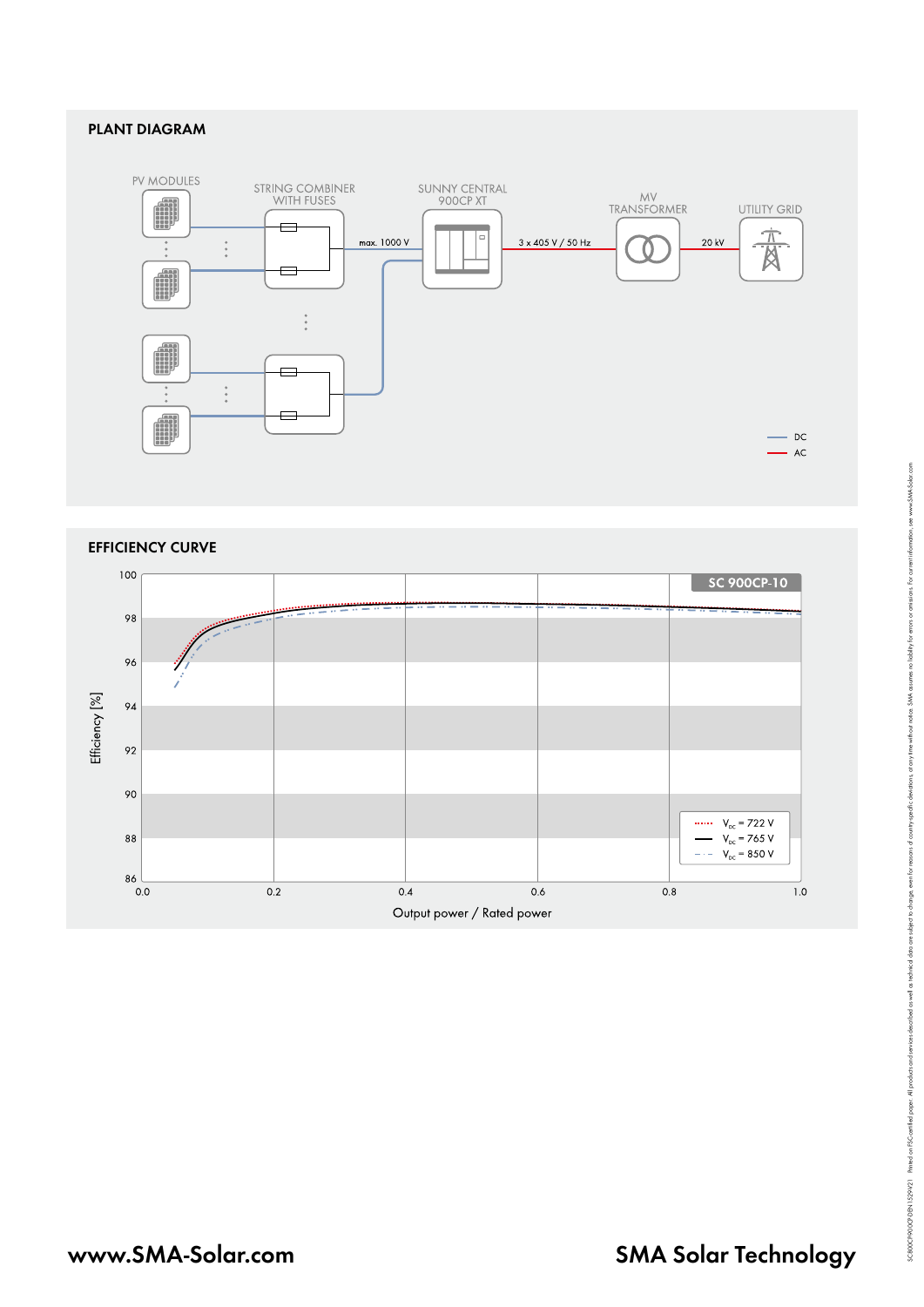## PLANT DIAGRAM

PV MODULES

STRING COMBINER WITH FUSES

max. 1000 V

SUNNY CENTRAL 900CP XT

3 x 405 V / 50 Hz

MV TRANSFORMER

20 kV

UTILITY GRID

DC

AC

## EFFICIENCY CURVE

SC 900CP-10

Efficiency [%]

100

98

96

94

92

90

88

86

0.0

0.2

0.4

0.6

0.8

1.0

Output power / Rated power

$V_{DC}$ = 722 V

$V_{DC}$ = 765 V

$V_{DC}$ = 850 V

**www.SMA-Solar.com**

**SMA Solar Technology**

SC800CP900CP-DEN152921 Printed on FSC-certified paper. All products and services described as well as technical data are subject to change, even for reasons of country-specific deviations, at any time without notice. SMA assumes no liability for errors or omissions. For current information, see www.SMA-Solar.com